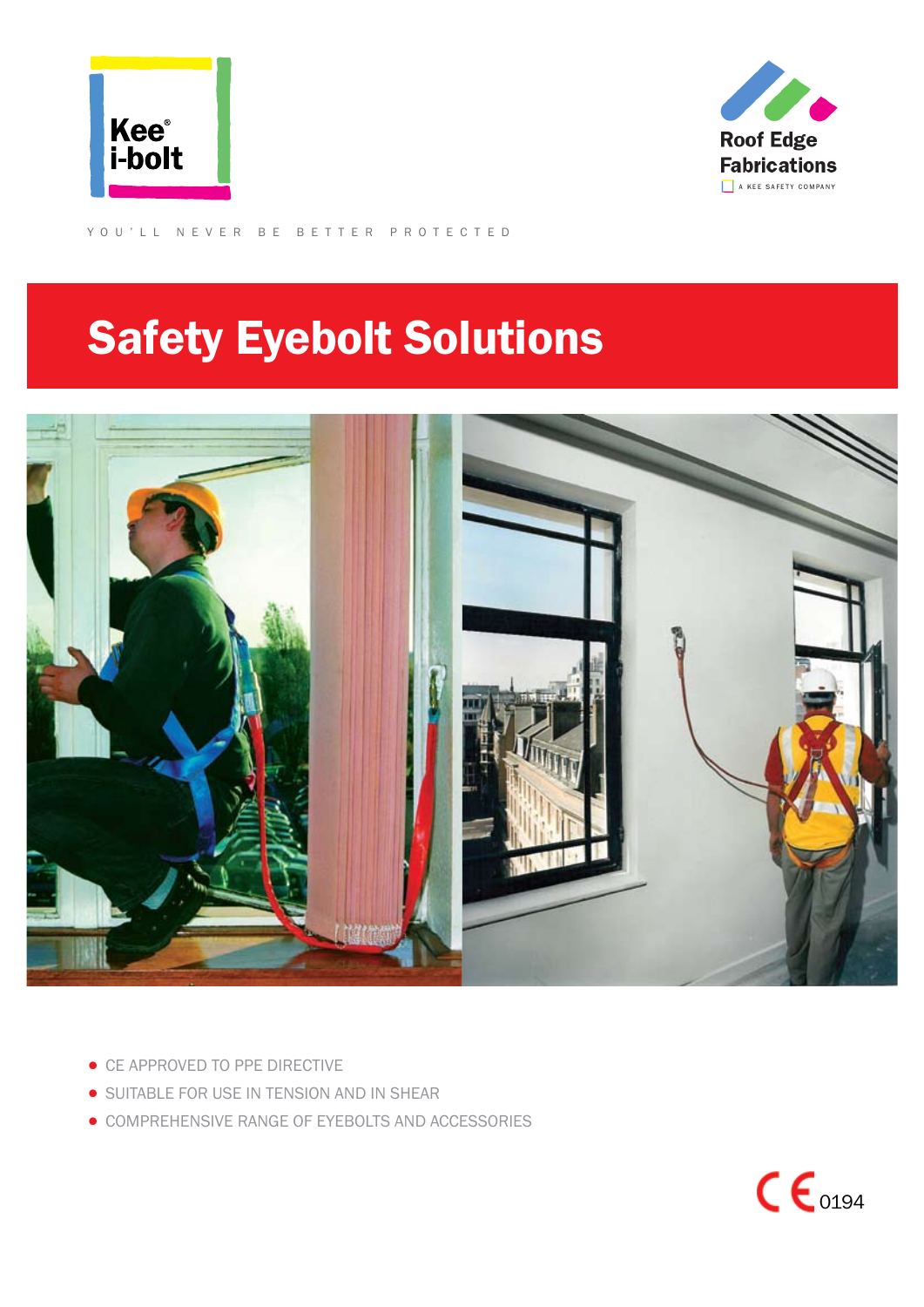Kee® i-bolt

Roof Edge Fabrications

A KEE SAFETY COMPANY

YOU'LL NEVER BE BETTER PROTECTED

# Safety Eyebolt Solutions

- CE APPROVED TO PPE DIRECTIVE
- SUITABLE FOR USE IN TENSION AND IN SHEAR
- COMPREHENSIVE RANGE OF EYEBOLTS AND ACCESSORIES

CE 0194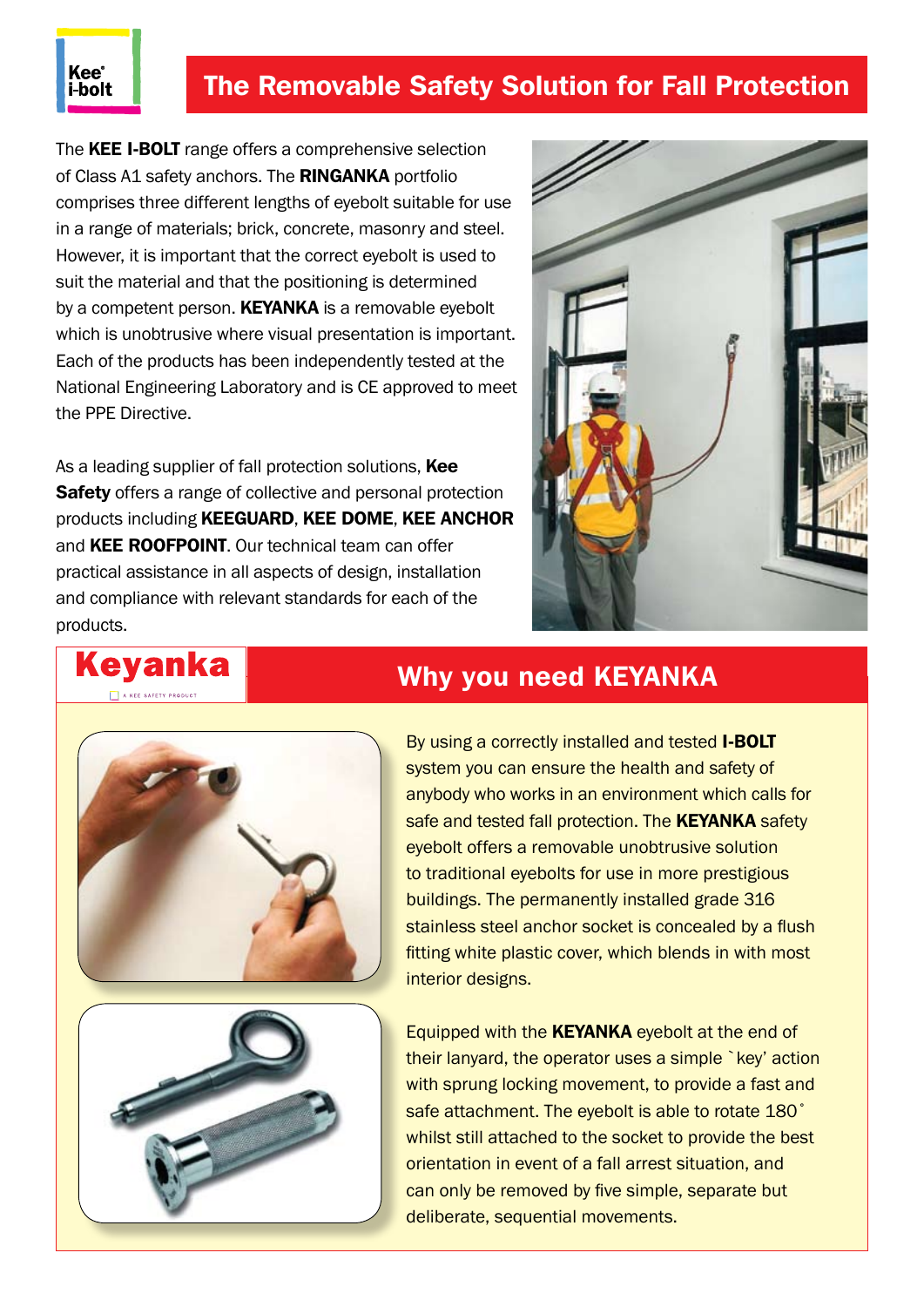# The Removable Safety Solution for Fall Protection

The **KEE I-BOLT** range offers a comprehensive selection of Class A1 safety anchors. The **RINGANKA** portfolio comprises three different lengths of eyebolt suitable for use in a range of materials; brick, concrete, masonry and steel. However, it is important that the correct eyebolt is used to suit the material and that the positioning is determined by a competent person. **KEYANKA** is a removable eyebolt which is unobtrusive where visual presentation is important. Each of the products has been independently tested at the National Engineering Laboratory and is CE approved to meet the PPE Directive.

As a leading supplier of fall protection solutions, **Kee Safety** offers a range of collective and personal protection products including **KEEGUARD**, **KEE DOME**, **KEE ANCHOR** and **KEE ROOFPOINT**. Our technical team can offer practical assistance in all aspects of design, installation and compliance with relevant standards for each of the products.

**Keyanka**

A KEE SAFETY PRODUCT

## Why you need KEYANKA

By using a correctly installed and tested **I-BOLT** system you can ensure the health and safety of anybody who works in an environment which calls for safe and tested fall protection. The **KEYANKA** safety eyebolt offers a removable unobtrusive solution to traditional eyebolts for use in more prestigious buildings. The permanently installed grade 316 stainless steel anchor socket is concealed by a flush fitting white plastic cover, which blends in with most interior designs.

Equipped with the **KEYANKA** eyebolt at the end of their lanyard, the operator uses a simple `key' action with sprung locking movement, to provide a fast and safe attachment. The eyebolt is able to rotate 180˚ whilst still attached to the socket to provide the best orientation in event of a fall arrest situation, and can only be removed by five simple, separate but deliberate, sequential movements.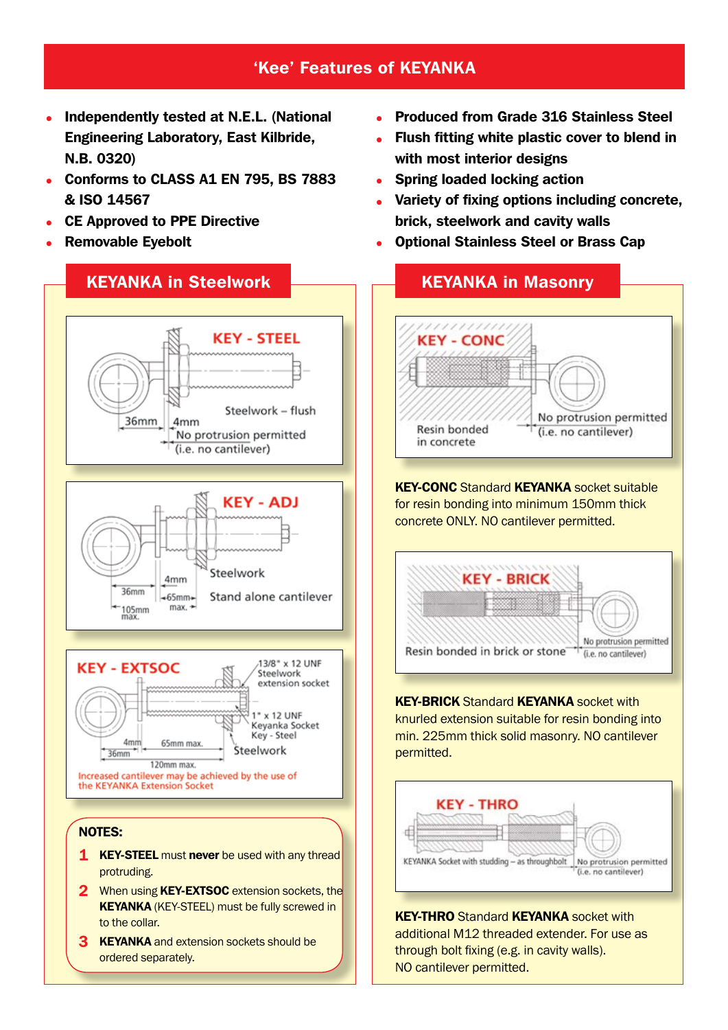# 'Kee' Features of KEYANKA

- **Independently tested at N.E.L. (National Engineering Laboratory, East Kilbride, N.B. 0320)**
- **Conforms to CLASS A1 EN 795, BS 7883 & ISO 14567**
- **CE Approved to PPE Directive**
- **Removable Eyebolt**
- **Produced from Grade 316 Stainless Steel**
- **Flush fitting white plastic cover to blend in with most interior designs**
- **Spring loaded locking action**
- **Variety of fixing options including concrete, brick, steelwork and cavity walls**
- **Optional Stainless Steel or Brass Cap**

## KEYANKA in Steelwork

KEY - STEEL

Steelwork – flush

36mm 4mm

No protrusion permitted (i.e. no cantilever)

KEY - ADJ

Steelwork

4mm 36mm 65mm max. 105mm max.

Stand alone cantilever

KEY - EXTSOC

13/8" x 12 UNF Steelwork extension socket

1" x 12 UNF Keyanka Socket Key - Steel

4mm 36mm 65mm max. 120mm max.

Steelwork

Increased cantilever may be achieved by the use of the KEYANKA Extension Socket

### NOTES:

1. **KEY-STEEL** must **never** be used with any thread protruding.
2. When using **KEY-EXTSOC** extension sockets, the **KEYANKA** (KEY-STEEL) must be fully screwed in to the collar.
3. **KEYANKA** and extension sockets should be ordered separately.

## KEYANKA in Masonry

KEY - CONC

Resin bonded in concrete

No protrusion permitted (i.e. no cantilever)

**KEY-CONC** Standard **KEYANKA** socket suitable for resin bonding into minimum 150mm thick concrete ONLY. NO cantilever permitted.

KEY - BRICK

Resin bonded in brick or stone

No protrusion permitted (i.e. no cantilever)

**KEY-BRICK** Standard **KEYANKA** socket with knurled extension suitable for resin bonding into min. 225mm thick solid masonry. NO cantilever permitted.

KEY - THRO

KEYANKA Socket with studding – as throughbolt

No protrusion permitted (i.e. no cantilever)

**KEY-THRO** Standard **KEYANKA** socket with additional M12 threaded extender. For use as through bolt fixing (e.g. in cavity walls). NO cantilever permitted.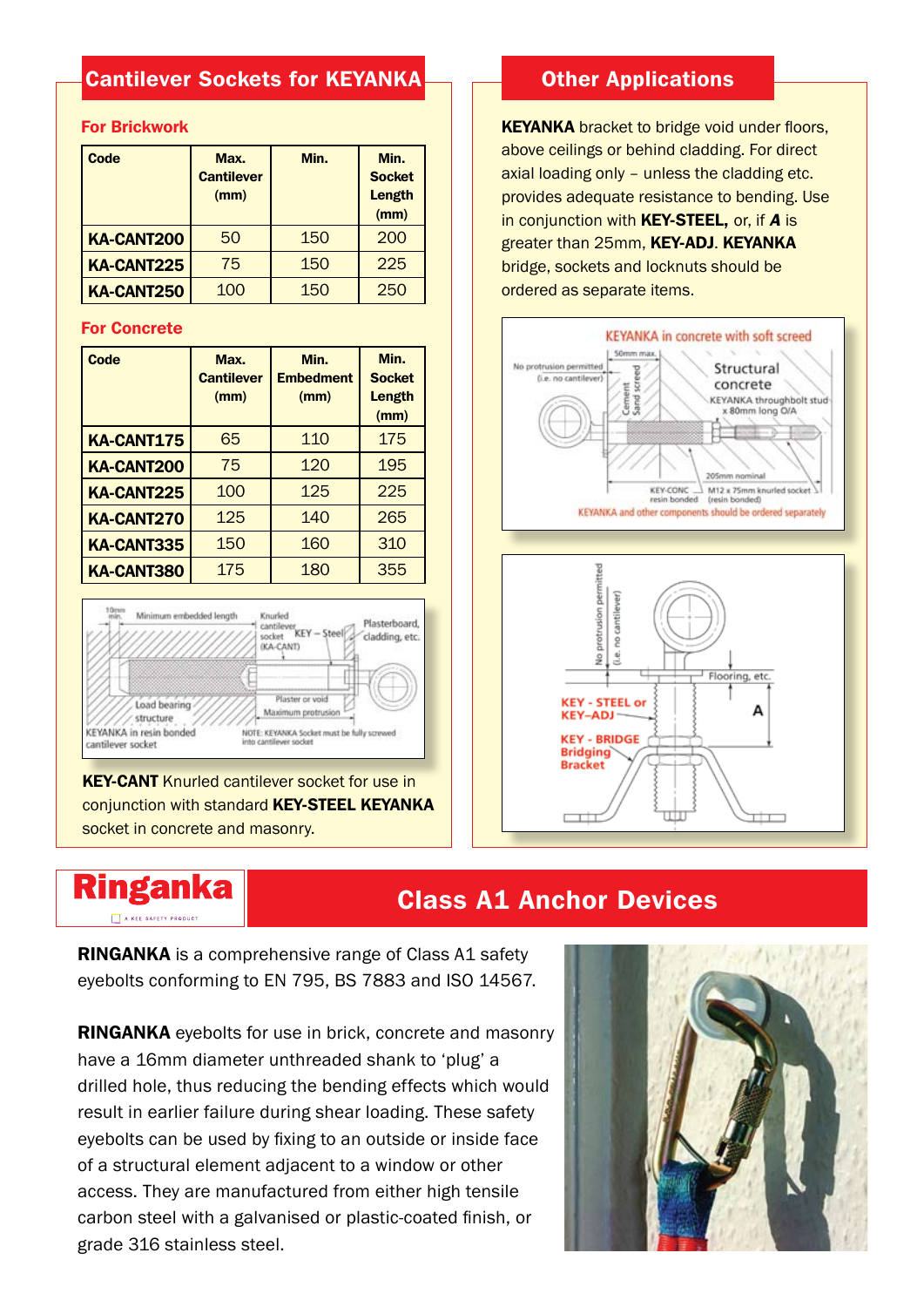## Cantilever Sockets for KEYANKA

### For Brickwork

| Code | Max. Cantilever (mm) | Min. | Min. Socket Length (mm) |
|---|---|---|---|
| **KA-CANT200** | 50 | 150 | 200 |
| **KA-CANT225** | 75 | 150 | 225 |
| **KA-CANT250** | 100 | 150 | 250 |

### For Concrete

| Code | Max. Cantilever (mm) | Min. Embedment (mm) | Min. Socket Length (mm) |
|---|---|---|---|
| **KA-CANT175** | 65 | 110 | 175 |
| **KA-CANT200** | 75 | 120 | 195 |
| **KA-CANT225** | 100 | 125 | 225 |
| **KA-CANT270** | 125 | 140 | 265 |
| **KA-CANT335** | 150 | 160 | 310 |
| **KA-CANT380** | 175 | 180 | 355 |

10mm min. Minimum embedded length | Knurled cantilever socket (KA-CANT) | KEY – Steel | Plasterboard, cladding, etc. | Load bearing structure | Plaster or void | Maximum protrusion | KEYANKA in resin bonded cantilever socket | NOTE: KEYANKA Socket must be fully screwed into cantilever socket

**KEY-CANT** Knurled cantilever socket for use in conjunction with standard **KEY-STEEL KEYANKA** socket in concrete and masonry.

## Other Applications

**KEYANKA** bracket to bridge void under floors, above ceilings or behind cladding. For direct axial loading only – unless the cladding etc. provides adequate resistance to bending. Use in conjunction with **KEY-STEEL,** or, if ***A*** is greater than 25mm, **KEY-ADJ**. **KEYANKA** bridge, sockets and locknuts should be ordered as separate items.

KEYANKA in concrete with soft screed

No protrusion permitted (i.e. no cantilever) | 50mm max. | Cement | Sand screed | Structural concrete | KEYANKA throughbolt stud x 80mm long O/A | 205mm nominal | KEY-CONC resin bonded | M12 x 75mm knurled socket (resin bonded)

KEYANKA and other components should be ordered separately

No protrusion permitted (i.e. no cantilever) | Flooring, etc. | A | KEY - STEEL or KEY–ADJ | KEY - BRIDGE Bridging Bracket

## Ringanka — Class A1 Anchor Devices

A KEE SAFETY PRODUCT

**RINGANKA** is a comprehensive range of Class A1 safety eyebolts conforming to EN 795, BS 7883 and ISO 14567.

**RINGANKA** eyebolts for use in brick, concrete and masonry have a 16mm diameter unthreaded shank to 'plug' a drilled hole, thus reducing the bending effects which would result in earlier failure during shear loading. These safety eyebolts can be used by fixing to an outside or inside face of a structural element adjacent to a window or other access. They are manufactured from either high tensile carbon steel with a galvanised or plastic-coated finish, or grade 316 stainless steel.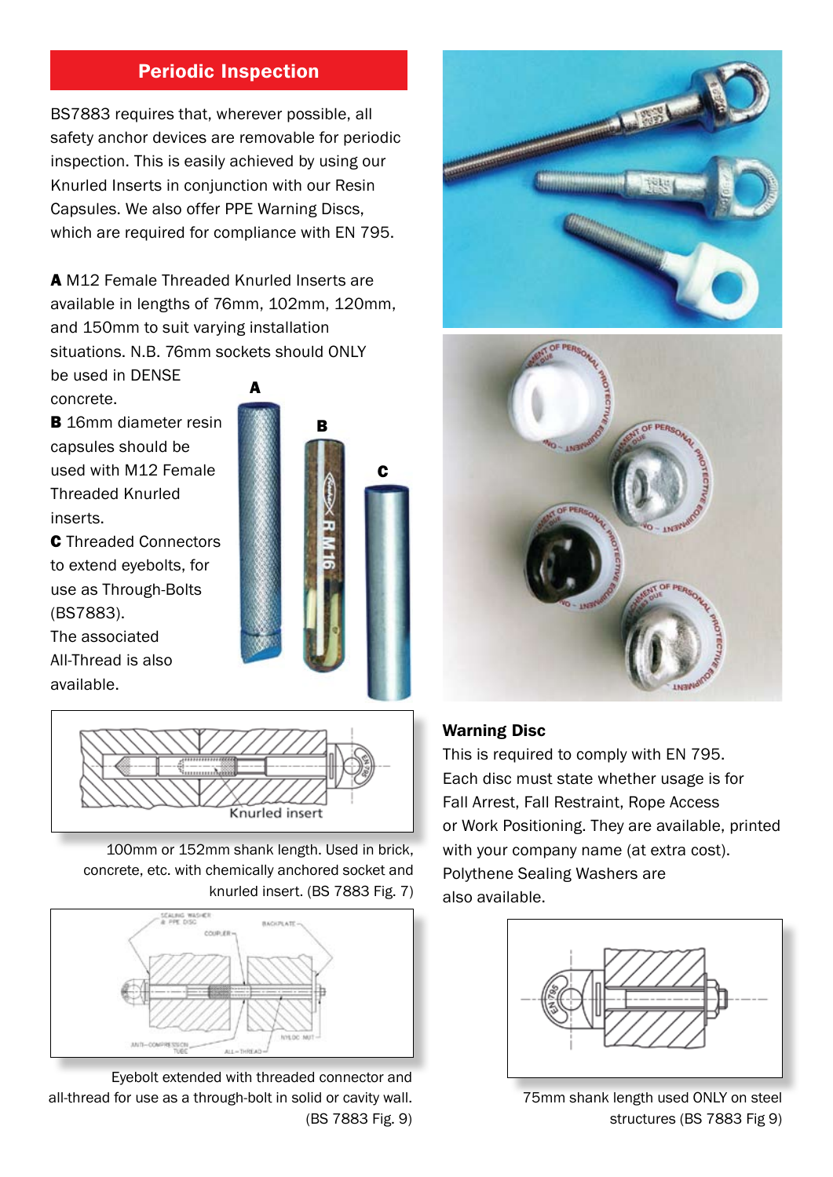## Periodic Inspection

BS7883 requires that, wherever possible, all safety anchor devices are removable for periodic inspection. This is easily achieved by using our Knurled Inserts in conjunction with our Resin Capsules. We also offer PPE Warning Discs, which are required for compliance with EN 795.

**A** M12 Female Threaded Knurled Inserts are available in lengths of 76mm, 102mm, 120mm, and 150mm to suit varying installation situations. N.B. 76mm sockets should ONLY be used in DENSE concrete.

**B** 16mm diameter resin capsules should be used with M12 Female Threaded Knurled inserts.

**C** Threaded Connectors to extend eyebolts, for use as Through-Bolts (BS7883). The associated All-Thread is also available.

100mm or 152mm shank length. Used in brick, concrete, etc. with chemically anchored socket and knurled insert. (BS 7883 Fig. 7)

Eyebolt extended with threaded connector and all-thread for use as a through-bolt in solid or cavity wall. (BS 7883 Fig. 9)

### Warning Disc

This is required to comply with EN 795. Each disc must state whether usage is for Fall Arrest, Fall Restraint, Rope Access or Work Positioning. They are available, printed with your company name (at extra cost). Polythene Sealing Washers are also available.

75mm shank length used ONLY on steel structures (BS 7883 Fig 9)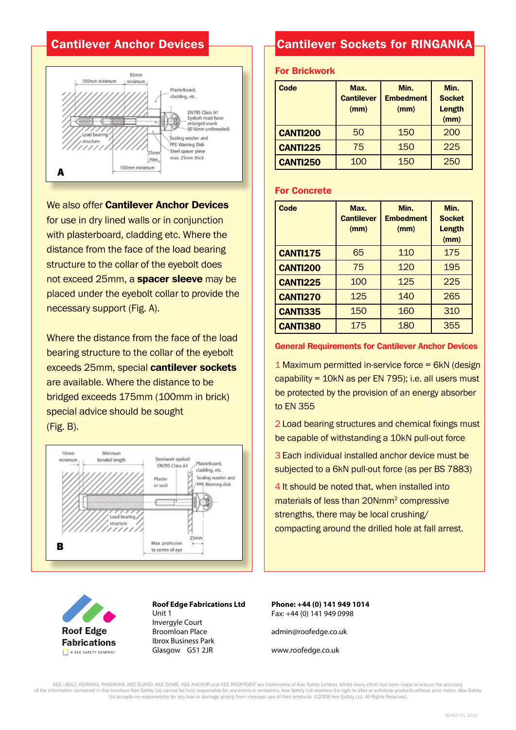## Cantilever Anchor Devices

100mm minimum
50mm minimum
Plasterboard, cladding, etc.
EN795 Class A1 Eyebolt must have enlarged snank (Ø16mm unthreaded)
Load bearing structure
Sealing washer and PPE Warning Disk
Steel spacer piece max. 25mm thick
25mm max.
100mm minimum
**A**

We also offer **Cantilever Anchor Devices** for use in dry lined walls or in conjunction with plasterboard, cladding etc. Where the distance from the face of the load bearing structure to the collar of the eyebolt does not exceed 25mm, a **spacer sleeve** may be placed under the eyebolt collar to provide the necessary support (Fig. A).

Where the distance from the face of the load bearing structure to the collar of the eyebolt exceeds 25mm, special **cantilever sockets** are available. Where the distance to be bridged exceeds 175mm (100mm in brick) special advice should be sought (Fig. B).

10mm minimum
Minimum bonded length
Steelwork eyebolt EN795 Class A1
Plasterboard, cladding, etc.
Plaster or void
Sealing washer and PPE Warning disk
Load bearing structure
25mm
Max. protrusion to centre of eye
**B**

## Cantilever Sockets for RINGANKA

### For Brickwork

| Code | Max. Cantilever (mm) | Min. Embedment (mm) | Min. Socket Length (mm) |
|---|---|---|---|
| **CANTI200** | 50 | 150 | 200 |
| **CANTI225** | 75 | 150 | 225 |
| **CANTI250** | 100 | 150 | 250 |

### For Concrete

| Code | Max. Cantilever (mm) | Min. Embedment (mm) | Min. Socket Length (mm) |
|---|---|---|---|
| **CANTI175** | 65 | 110 | 175 |
| **CANTI200** | 75 | 120 | 195 |
| **CANTI225** | 100 | 125 | 225 |
| **CANTI270** | 125 | 140 | 265 |
| **CANTI335** | 150 | 160 | 310 |
| **CANTI380** | 175 | 180 | 355 |

### General Requirements for Cantilever Anchor Devices

1 Maximum permitted in-service force = 6kN (design capability = 10kN as per EN 795); i.e. all users must be protected by the provision of an energy absorber to EN 355

2 Load bearing structures and chemical fixings must be capable of withstanding a 10kN pull-out force

3 Each individual installed anchor device must be subjected to a 6kN pull-out force (as per BS 7883)

4 It should be noted that, when installed into materials of less than 20Nmm$^2$ compressive strengths, there may be local crushing/ compacting around the drilled hole at fall arrest.

Roof Edge Fabrications
A KEE SAFETY COMPANY

**Roof Edge Fabrications Ltd**
Unit 1
Invergyle Court
Broomloan Place
Ibrox Business Park
Glasgow G51 2JR

**Phone: +44 (0) 141 949 1014**
Fax: +44 (0) 141 949 0998

admin@roofedge.co.uk

www.roofedge.co.uk

KEE i-BOLT, KEYANKA, RINGANKA, KEE GUARD, KEE DOME, KEE ANCHOR and KEE ROOFPOINT are trademarks of Kee Safety Limited. Whilst every effort has been made to ensure the accuracy of the information contained in this brochure Kee Safety Ltd cannot be held responsible for any errors or omissions. Kee Safety Ltd reserves the right to alter or withdraw products without prior notice. Kee Safety Ltd accepts no responsibility for any loss or damage arising from improper use of their products. ©2008 Kee Safety Ltd. All Rights Reserved.

iB/REF/V1. 2015